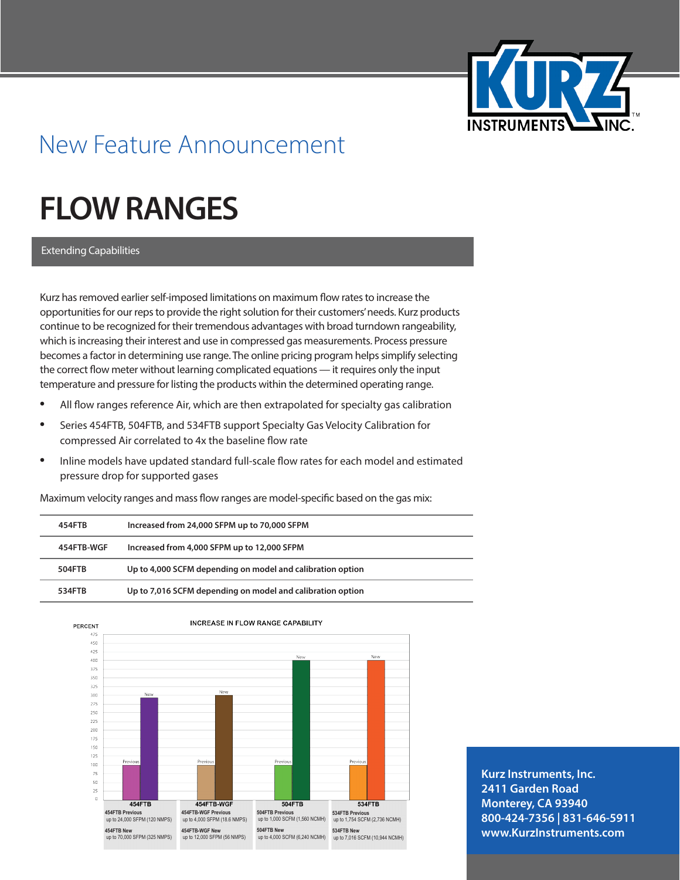New Feature Announcement

# FLOW RANGES

## Extending Capabilities

Kurz has removed earlier self-imposed limitations on maximum flow rates to increase the opportunities for our reps to provide the right solution for their customers' needs. Kurz products continue to be recognized for their tremendous advantages with broad turndown rangeability, which is increasing their interest and use in compressed gas measurements. Process pressure becomes a factor in determining use range. The online pricing program helps simplify selecting the correct flow meter without learning complicated equations — it requires only the input temperature and pressure for listing the products within the determined operating range.

- All flow ranges reference Air, which are then extrapolated for specialty gas calibration
- Series 454FTB, 504FTB, and 534FTB support Specialty Gas Velocity Calibration for compressed Air correlated to 4x the baseline flow rate
- Inline models have updated standard full-scale flow rates for each model and estimated pressure drop for supported gases

Maximum velocity ranges and mass flow ranges are model-specific based on the gas mix:

| | |
|---|---|
| **454FTB** | **Increased from 24,000 SFPM up to 70,000 SFPM** |
| **454FTB-WGF** | **Increased from 4,000 SFPM up to 12,000 SFPM** |
| **504FTB** | **Up to 4,000 SCFM depending on model and calibration option** |
| **534FTB** | **Up to 7,016 SCFM depending on model and calibration option** |

INCREASE IN FLOW RANGE CAPABILITY

| | 454FTB | 454FTB-WGF | 504FTB | 534FTB |
|---|---|---|---|---|
| Previous (PERCENT) | 100 | 100 | 100 | 100 |
| New (PERCENT) | ~292 | 300 | 400 | 400 |
| Previous | 454FTB Previous up to 24,000 SFPM (120 NMPS) | 454FTB-WGF Previous up to 4,000 SFPM (18.6 NMPS) | 504FTB Previous up to 1,000 SCFM (1,560 NCMH) | 534FTB Previous up to 1,754 SCFM (2,736 NCMH) |
| New | 454FTB New up to 70,000 SFPM (325 NMPS) | 454FTB-WGF New up to 12,000 SFPM (56 NMPS) | 504FTB New up to 4,000 SCFM (6,240 NCMH) | 534FTB New up to 7,016 SCFM (10,944 NCMH) |

**Kurz Instruments, Inc.**
**2411 Garden Road**
**Monterey, CA 93940**
**800-424-7356 | 831-646-5911**
**www.KurzInstruments.com**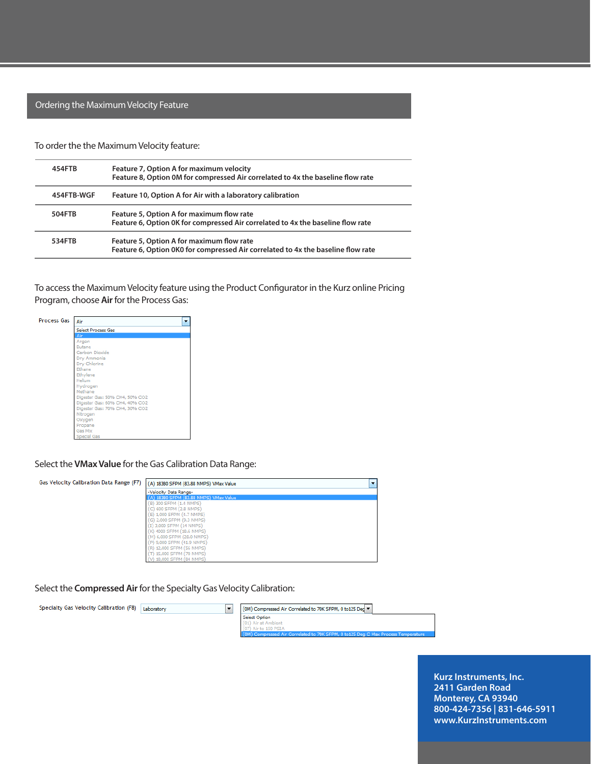## Ordering the Maximum Velocity Feature

To order the the Maximum Velocity feature:

| | |
|---|---|
| **454FTB** | **Feature 7, Option A for maximum velocity**<br>**Feature 8, Option 0M for compressed Air correlated to 4x the baseline flow rate** |
| **454FTB-WGF** | **Feature 10, Option A for Air with a laboratory calibration** |
| **504FTB** | **Feature 5, Option A for maximum flow rate**<br>**Feature 6, Option 0K for compressed Air correlated to 4x the baseline flow rate** |
| **534FTB** | **Feature 5, Option A for maximum flow rate**<br>**Feature 6, Option 0K0 for compressed Air correlated to 4x the baseline flow rate** |

To access the Maximum Velocity feature using the Product Configurator in the Kurz online Pricing Program, choose **Air** for the Process Gas:

Process Gas: Air

- Select Process Gas
- Air
- Argon
- Butane
- Carbon Dioxide
- Dry Ammonia
- Dry Chlorine
- Ethane
- Ethylene
- Helium
- Hydrogen
- Methane
- Digester Gas: 50% CH4, 50% CO2
- Digester Gas: 60% CH4, 40% CO2
- Digester Gas: 70% CH4, 30% CO2
- Nitrogen
- Oxygen
- Propane
- Gas Mix
- Special Gas

Select the **VMax Value** for the Gas Calibration Data Range:

Gas Velocity Calibration Data Range (F7): (A) 18380 SFPM (83.88 NMPS) VMax Value

- -Velocity Data Range-
- (A) 18380 SFPM (83.88 NMPS) VMax Value
- (B) 300 SFPM (1.4 NMPS)
- (C) 600 SFPM (2.8 NMPS)
- (E) 1,000 SFPM (4.7 NMPS)
- (G) 2,000 SFPM (9.3 NMPS)
- (I) 3,000 SFPM (14 NMPS)
- (K) 4000 SFPM (18.6 NMPS)
- (M) 6,000 SFPM (28.0 NMPS)
- (P) 9,000 SFPM (41.9 NMPS)
- (R) 12,000 SFPM (56 NMPS)
- (T) 15,000 SFPM (70 NMPS)
- (V) 18,000 SFPM (84 NMPS)

Select the **Compressed Air** for the Specialty Gas Velocity Calibration:

Specialty Gas Velocity Calibration (F8): Laboratory — (0M) Compressed Air Correlated to 70K SFPM, 0 to125 Deg

- Select Option
- (01) Air at Ambient
- (07) Air to 150 PSIA
- (0M) Compressed Air Correlated to 70K SFPM, 0 to125 Deg C Max Process Temperature

**Kurz Instruments, Inc.**
**2411 Garden Road**
**Monterey, CA 93940**
**800-424-7356 | 831-646-5911**
**www.KurzInstruments.com**